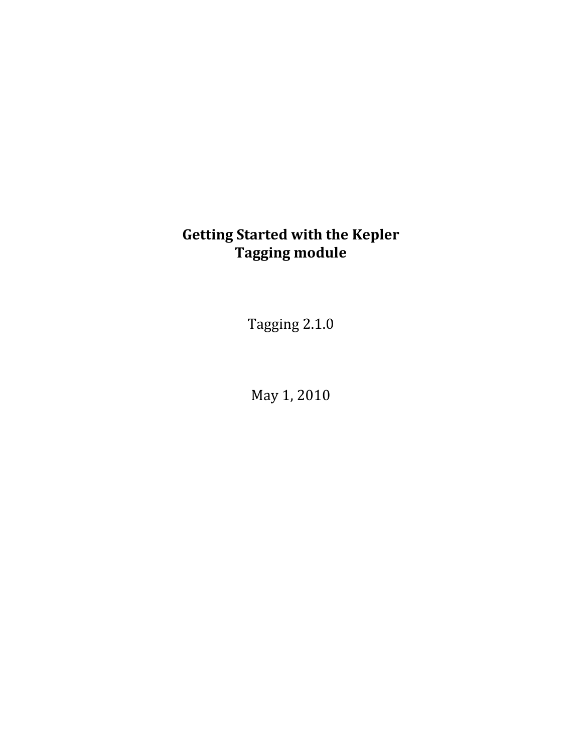# Getting Started with the Kepler Tagging module

Tagging 2.1.0

May 1, 2010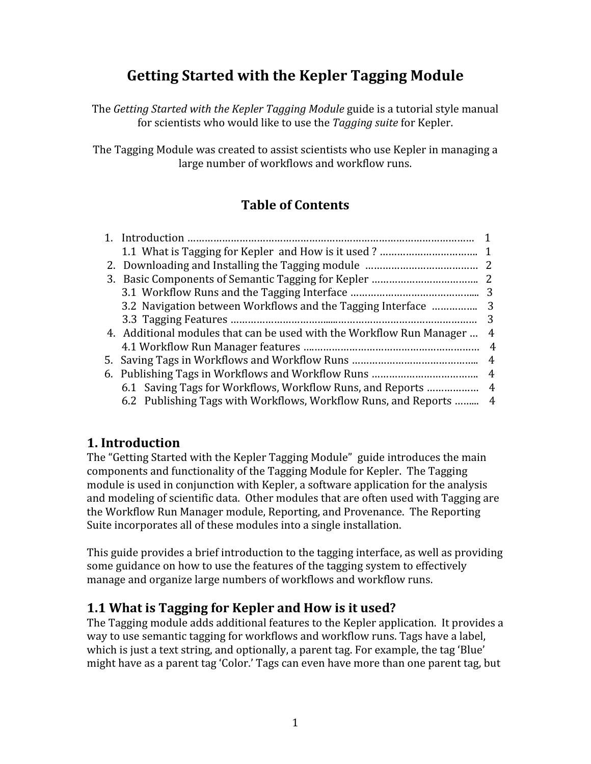// Getting Started with the Kepler Tagging Module

The *Getting Started with the Kepler Tagging Module* guide is a tutorial style manual for scientists who would like to use the *Tagging suite* for Kepler.

The Tagging Module was created to assist scientists who use Kepler in managing a large number of workflows and workflow runs.

## Table of Contents

1. Introduction ………………………………………………………………………………………. 1
   - 1.1 What is Tagging for Kepler and How is it used ? …………………………….. 1
2. Downloading and Installing the Tagging module ………………………………… 2
3. Basic Components of Semantic Tagging for Kepler ……………………………….. 2
   - 3.1 Workflow Runs and the Tagging Interface …………………………………….... 3
   - 3.2 Navigation between Workflows and the Tagging Interface …………….. 3
   - 3.3 Tagging Features ……………………………......…………………………………… 3
4. Additional modules that can be used with the Workflow Run Manager … 4
   - 4.1 Workflow Run Manager features …………………………………………………… 4
5. Saving Tags in Workflows and Workflow Runs …………………………………….. 4
6. Publishing Tags in Workflows and Workflow Runs ……………………………….. 4
   - 6.1 Saving Tags for Workflows, Workflow Runs, and Reports ……………… 4
   - 6.2 Publishing Tags with Workflows, Workflow Runs, and Reports ……... 4

## 1. Introduction

The "Getting Started with the Kepler Tagging Module" guide introduces the main components and functionality of the Tagging Module for Kepler. The Tagging module is used in conjunction with Kepler, a software application for the analysis and modeling of scientific data. Other modules that are often used with Tagging are the Workflow Run Manager module, Reporting, and Provenance. The Reporting Suite incorporates all of these modules into a single installation.

This guide provides a brief introduction to the tagging interface, as well as providing some guidance on how to use the features of the tagging system to effectively manage and organize large numbers of workflows and workflow runs.

### 1.1 What is Tagging for Kepler and How is it used?

The Tagging module adds additional features to the Kepler application. It provides a way to use semantic tagging for workflows and workflow runs. Tags have a label, which is just a text string, and optionally, a parent tag. For example, the tag 'Blue' might have as a parent tag 'Color.' Tags can even have more than one parent tag, but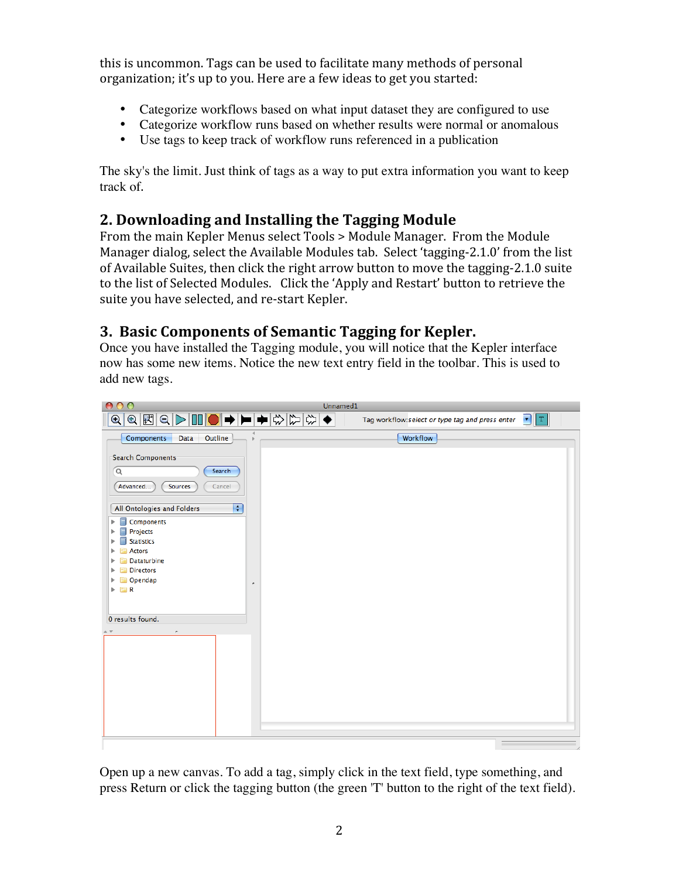this is uncommon. Tags can be used to facilitate many methods of personal organization; it's up to you. Here are a few ideas to get you started:

- Categorize workflows based on what input dataset they are configured to use
- Categorize workflow runs based on whether results were normal or anomalous
- Use tags to keep track of workflow runs referenced in a publication

The sky's the limit. Just think of tags as a way to put extra information you want to keep track of.

## 2. Downloading and Installing the Tagging Module

From the main Kepler Menus select Tools > Module Manager. From the Module Manager dialog, select the Available Modules tab. Select 'tagging-2.1.0' from the list of Available Suites, then click the right arrow button to move the tagging-2.1.0 suite to the list of Selected Modules. Click the 'Apply and Restart' button to retrieve the suite you have selected, and re-start Kepler.

## 3. Basic Components of Semantic Tagging for Kepler.

Once you have installed the Tagging module, you will notice that the Kepler interface now has some new items. Notice the new text entry field in the toolbar. This is used to add new tags.

Open up a new canvas. To add a tag, simply click in the text field, type something, and press Return or click the tagging button (the green 'T' button to the right of the text field).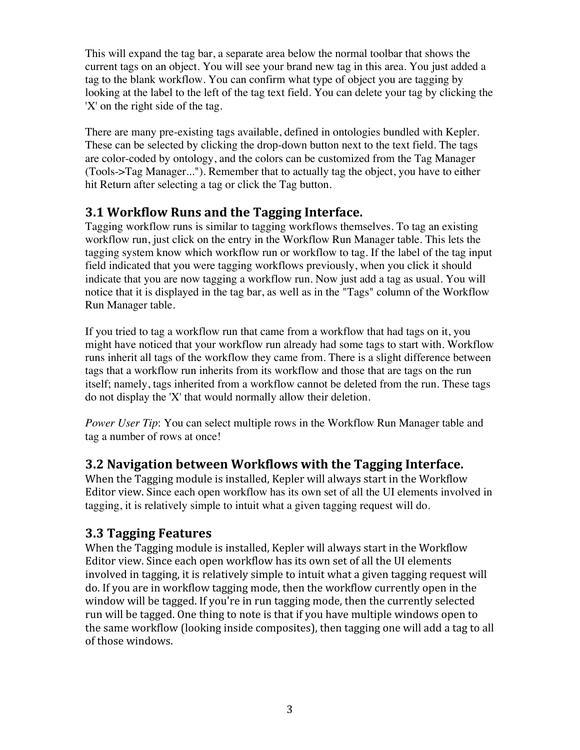This will expand the tag bar, a separate area below the normal toolbar that shows the current tags on an object. You will see your brand new tag in this area. You just added a tag to the blank workflow. You can confirm what type of object you are tagging by looking at the label to the left of the tag text field. You can delete your tag by clicking the 'X' on the right side of the tag.

There are many pre-existing tags available, defined in ontologies bundled with Kepler. These can be selected by clicking the drop-down button next to the text field. The tags are color-coded by ontology, and the colors can be customized from the Tag Manager (Tools->Tag Manager..."). Remember that to actually tag the object, you have to either hit Return after selecting a tag or click the Tag button.

## 3.1 Workflow Runs and the Tagging Interface.

Tagging workflow runs is similar to tagging workflows themselves. To tag an existing workflow run, just click on the entry in the Workflow Run Manager table. This lets the tagging system know which workflow run or workflow to tag. If the label of the tag input field indicated that you were tagging workflows previously, when you click it should indicate that you are now tagging a workflow run. Now just add a tag as usual. You will notice that it is displayed in the tag bar, as well as in the "Tags" column of the Workflow Run Manager table.

If you tried to tag a workflow run that came from a workflow that had tags on it, you might have noticed that your workflow run already had some tags to start with. Workflow runs inherit all tags of the workflow they came from. There is a slight difference between tags that a workflow run inherits from its workflow and those that are tags on the run itself; namely, tags inherited from a workflow cannot be deleted from the run. These tags do not display the 'X' that would normally allow their deletion.

*Power User Tip*: You can select multiple rows in the Workflow Run Manager table and tag a number of rows at once!

## 3.2 Navigation between Workflows with the Tagging Interface.

When the Tagging module is installed, Kepler will always start in the Workflow Editor view. Since each open workflow has its own set of all the UI elements involved in tagging, it is relatively simple to intuit what a given tagging request will do.

## 3.3 Tagging Features

When the Tagging module is installed, Kepler will always start in the Workflow Editor view. Since each open workflow has its own set of all the UI elements involved in tagging, it is relatively simple to intuit what a given tagging request will do. If you are in workflow tagging mode, then the workflow currently open in the window will be tagged. If you're in run tagging mode, then the currently selected run will be tagged. One thing to note is that if you have multiple windows open to the same workflow (looking inside composites), then tagging one will add a tag to all of those windows.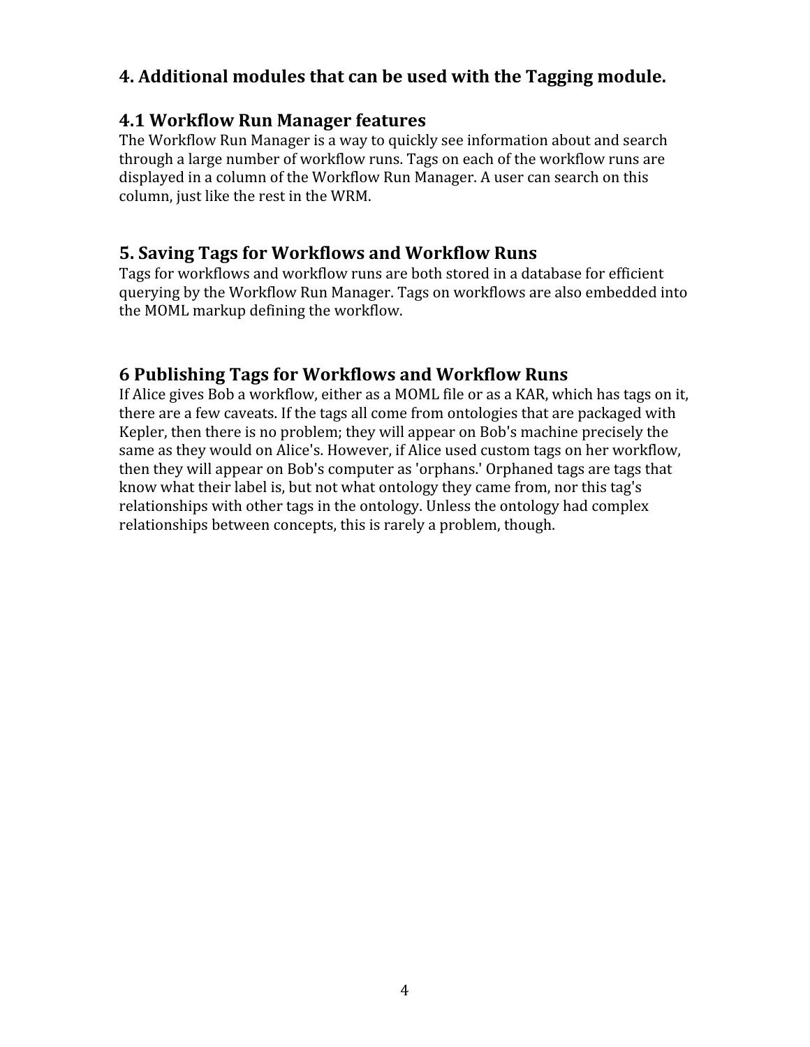## 4. Additional modules that can be used with the Tagging module.

### 4.1 Workflow Run Manager features

The Workflow Run Manager is a way to quickly see information about and search through a large number of workflow runs. Tags on each of the workflow runs are displayed in a column of the Workflow Run Manager. A user can search on this column, just like the rest in the WRM.

## 5. Saving Tags for Workflows and Workflow Runs

Tags for workflows and workflow runs are both stored in a database for efficient querying by the Workflow Run Manager. Tags on workflows are also embedded into the MOML markup defining the workflow.

## 6 Publishing Tags for Workflows and Workflow Runs

If Alice gives Bob a workflow, either as a MOML file or as a KAR, which has tags on it, there are a few caveats. If the tags all come from ontologies that are packaged with Kepler, then there is no problem; they will appear on Bob's machine precisely the same as they would on Alice's. However, if Alice used custom tags on her workflow, then they will appear on Bob's computer as 'orphans.' Orphaned tags are tags that know what their label is, but not what ontology they came from, nor this tag's relationships with other tags in the ontology. Unless the ontology had complex relationships between concepts, this is rarely a problem, though.